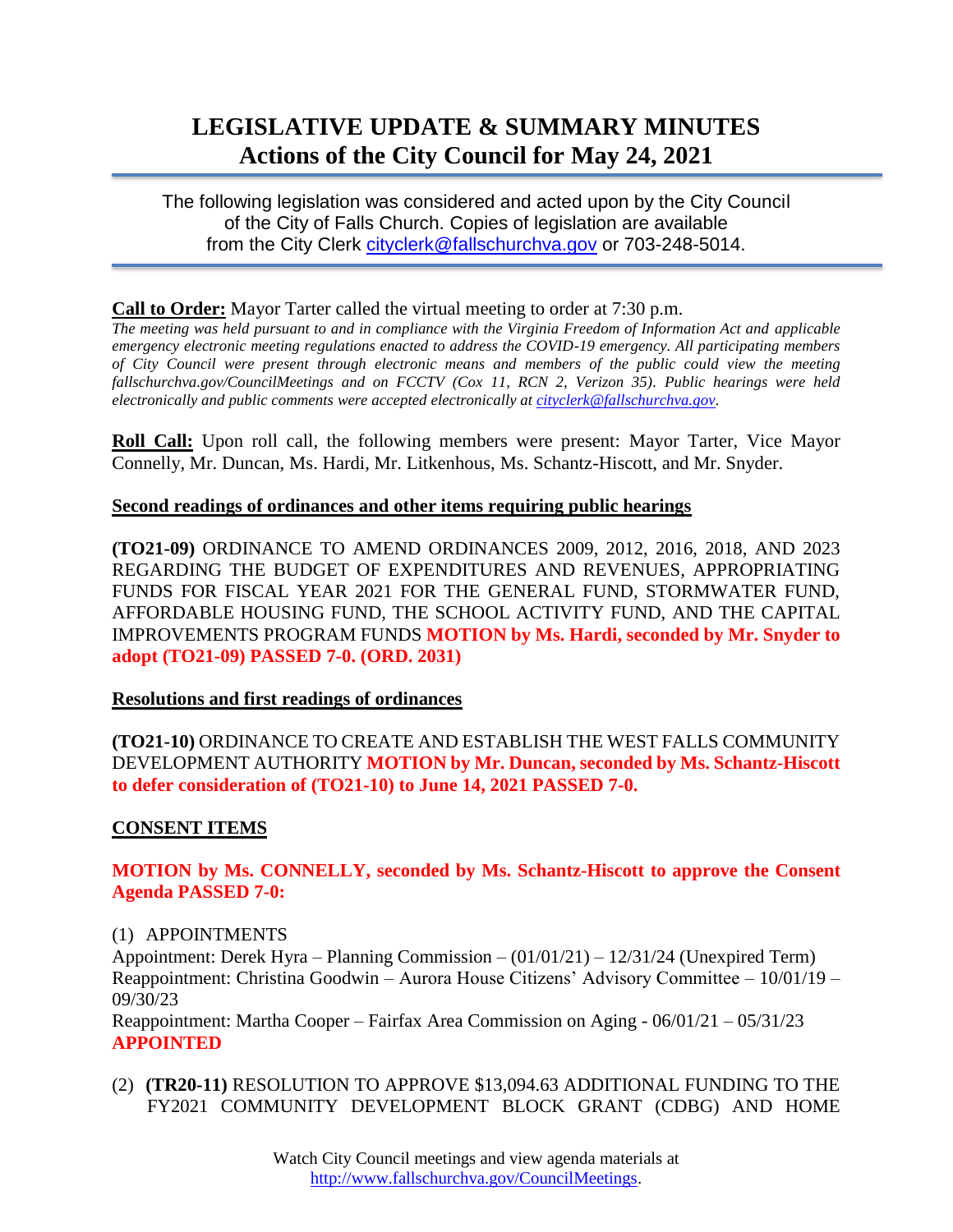# LEGISLATIVE UPDATE & SUMMARY MINUTES
# Actions of the City Council for May 24, 2021

The following legislation was considered and acted upon by the City Council of the City of Falls Church. Copies of legislation are available from the City Clerk cityclerk@fallschurchva.gov or 703-248-5014.

**Call to Order:** Mayor Tarter called the virtual meeting to order at 7:30 p.m.

*The meeting was held pursuant to and in compliance with the Virginia Freedom of Information Act and applicable emergency electronic meeting regulations enacted to address the COVID-19 emergency. All participating members of City Council were present through electronic means and members of the public could view the meeting fallschurchva.gov/CouncilMeetings and on FCCTV (Cox 11, RCN 2, Verizon 35). Public hearings were held electronically and public comments were accepted electronically at cityclerk@fallschurchva.gov.*

**Roll Call:** Upon roll call, the following members were present: Mayor Tarter, Vice Mayor Connelly, Mr. Duncan, Ms. Hardi, Mr. Litkenhous, Ms. Schantz-Hiscott, and Mr. Snyder.

## Second readings of ordinances and other items requiring public hearings

**(TO21-09)** ORDINANCE TO AMEND ORDINANCES 2009, 2012, 2016, 2018, AND 2023 REGARDING THE BUDGET OF EXPENDITURES AND REVENUES, APPROPRIATING FUNDS FOR FISCAL YEAR 2021 FOR THE GENERAL FUND, STORMWATER FUND, AFFORDABLE HOUSING FUND, THE SCHOOL ACTIVITY FUND, AND THE CAPITAL IMPROVEMENTS PROGRAM FUNDS **MOTION by Ms. Hardi, seconded by Mr. Snyder to adopt (TO21-09) PASSED 7-0. (ORD. 2031)**

## Resolutions and first readings of ordinances

**(TO21-10)** ORDINANCE TO CREATE AND ESTABLISH THE WEST FALLS COMMUNITY DEVELOPMENT AUTHORITY **MOTION by Mr. Duncan, seconded by Ms. Schantz-Hiscott to defer consideration of (TO21-10) to June 14, 2021 PASSED 7-0.**

## CONSENT ITEMS

**MOTION by Ms. CONNELLY, seconded by Ms. Schantz-Hiscott to approve the Consent Agenda PASSED 7-0:**

(1) APPOINTMENTS

Appointment: Derek Hyra – Planning Commission – (01/01/21) – 12/31/24 (Unexpired Term)

Reappointment: Christina Goodwin – Aurora House Citizens' Advisory Committee – 10/01/19 – 09/30/23

Reappointment: Martha Cooper – Fairfax Area Commission on Aging - 06/01/21 – 05/31/23

**APPOINTED**

(2) **(TR20-11)** RESOLUTION TO APPROVE $13,094.63 ADDITIONAL FUNDING TO THE FY2021 COMMUNITY DEVELOPMENT BLOCK GRANT (CDBG) AND HOME

Watch City Council meetings and view agenda materials at http://www.fallschurchva.gov/CouncilMeetings.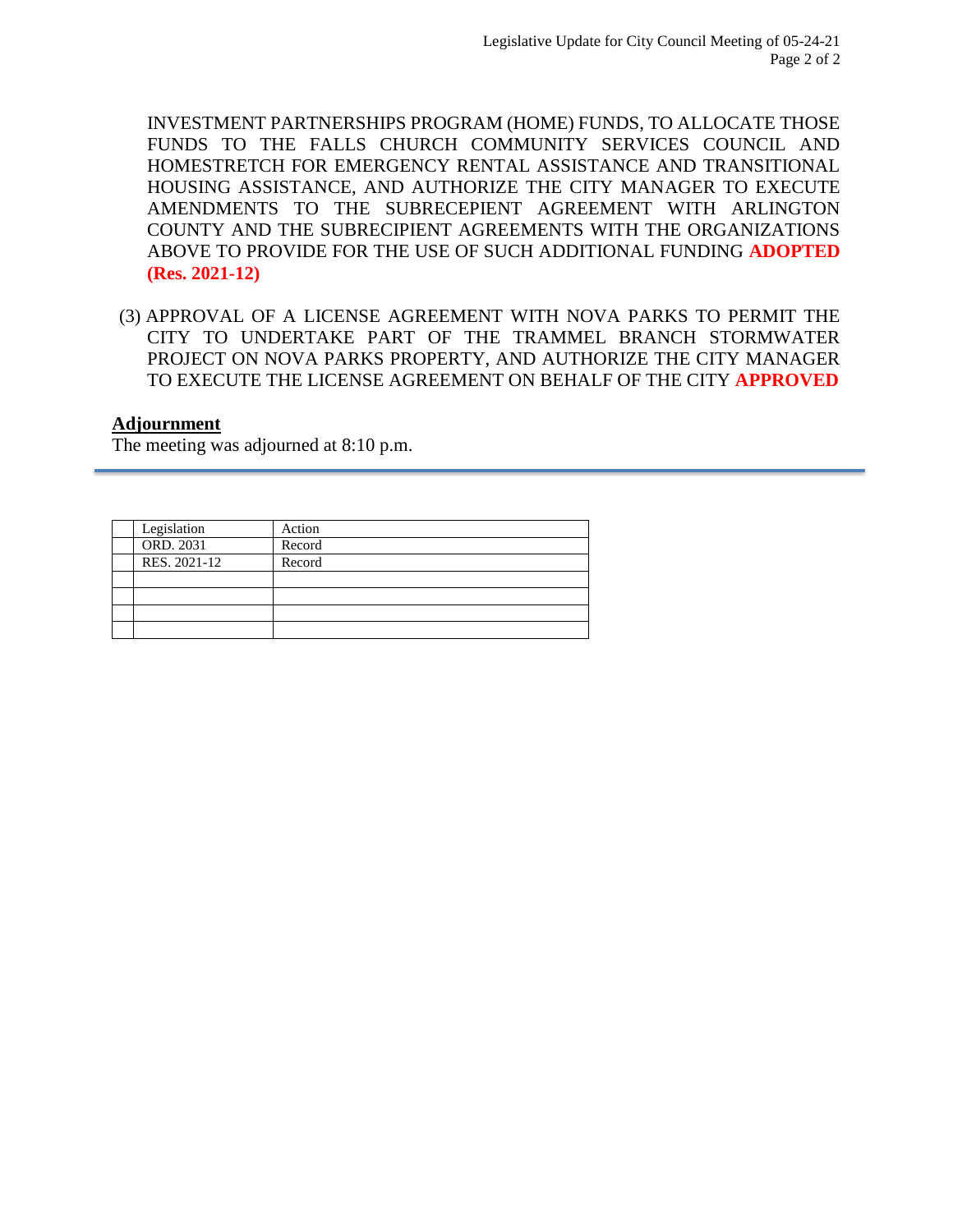INVESTMENT PARTNERSHIPS PROGRAM (HOME) FUNDS, TO ALLOCATE THOSE FUNDS TO THE FALLS CHURCH COMMUNITY SERVICES COUNCIL AND HOMESTRETCH FOR EMERGENCY RENTAL ASSISTANCE AND TRANSITIONAL HOUSING ASSISTANCE, AND AUTHORIZE THE CITY MANAGER TO EXECUTE AMENDMENTS TO THE SUBRECEPIENT AGREEMENT WITH ARLINGTON COUNTY AND THE SUBRECIPIENT AGREEMENTS WITH THE ORGANIZATIONS ABOVE TO PROVIDE FOR THE USE OF SUCH ADDITIONAL FUNDING **ADOPTED (Res. 2021-12)**

(3) APPROVAL OF A LICENSE AGREEMENT WITH NOVA PARKS TO PERMIT THE CITY TO UNDERTAKE PART OF THE TRAMMEL BRANCH STORMWATER PROJECT ON NOVA PARKS PROPERTY, AND AUTHORIZE THE CITY MANAGER TO EXECUTE THE LICENSE AGREEMENT ON BEHALF OF THE CITY **APPROVED**

## Adjournment

The meeting was adjourned at 8:10 p.m.

| | Legislation | Action |
|---|---|---|
| | ORD. 2031 | Record |
| | RES. 2021-12 | Record |
| | | |
| | | |
| | | |
| | | |